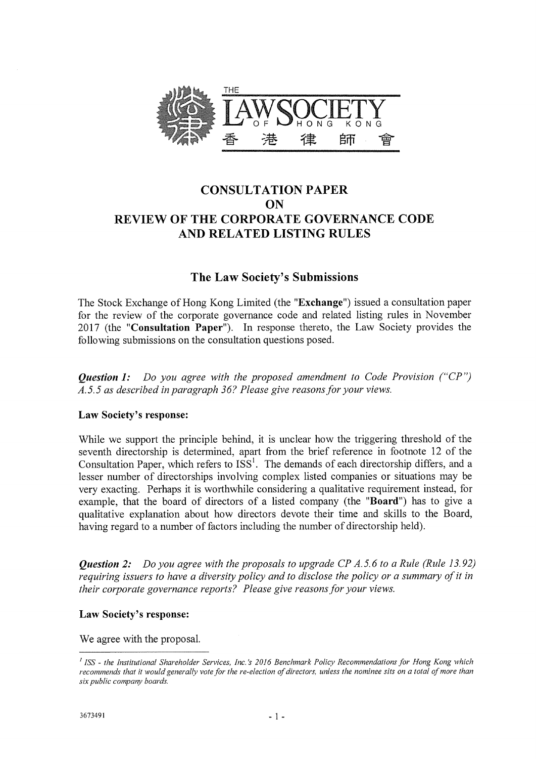THE LAW SOCIETY OF HONG KONG 香港律師會

# CONSULTATION PAPER ON REVIEW OF THE CORPORATE GOVERNANCE CODE AND RELATED LISTING RULES

## The Law Society's Submissions

The Stock Exchange of Hong Kong Limited (the "**Exchange**") issued a consultation paper for the review of the corporate governance code and related listing rules in November 2017 (the "**Consultation Paper**"). In response thereto, the Law Society provides the following submissions on the consultation questions posed.

***Question 1:*** *Do you agree with the proposed amendment to Code Provision ("CP") A.5.5 as described in paragraph 36? Please give reasons for your views.*

**Law Society's response:**

While we support the principle behind, it is unclear how the triggering threshold of the seventh directorship is determined, apart from the brief reference in footnote 12 of the Consultation Paper, which refers to ISS[1]. The demands of each directorship differs, and a lesser number of directorships involving complex listed companies or situations may be very exacting. Perhaps it is worthwhile considering a qualitative requirement instead, for example, that the board of directors of a listed company (the "**Board**") has to give a qualitative explanation about how directors devote their time and skills to the Board, having regard to a number of factors including the number of directorship held).

***Question 2:*** *Do you agree with the proposals to upgrade CP A.5.6 to a Rule (Rule 13.92) requiring issuers to have a diversity policy and to disclose the policy or a summary of it in their corporate governance reports? Please give reasons for your views.*

**Law Society's response:**

We agree with the proposal.

---

[1] *ISS - the Institutional Shareholder Services, Inc.'s 2016 Benchmark Policy Recommendations for Hong Kong which recommends that it would generally vote for the re-election of directors, unless the nominee sits on a total of more than six public company boards.*

3673491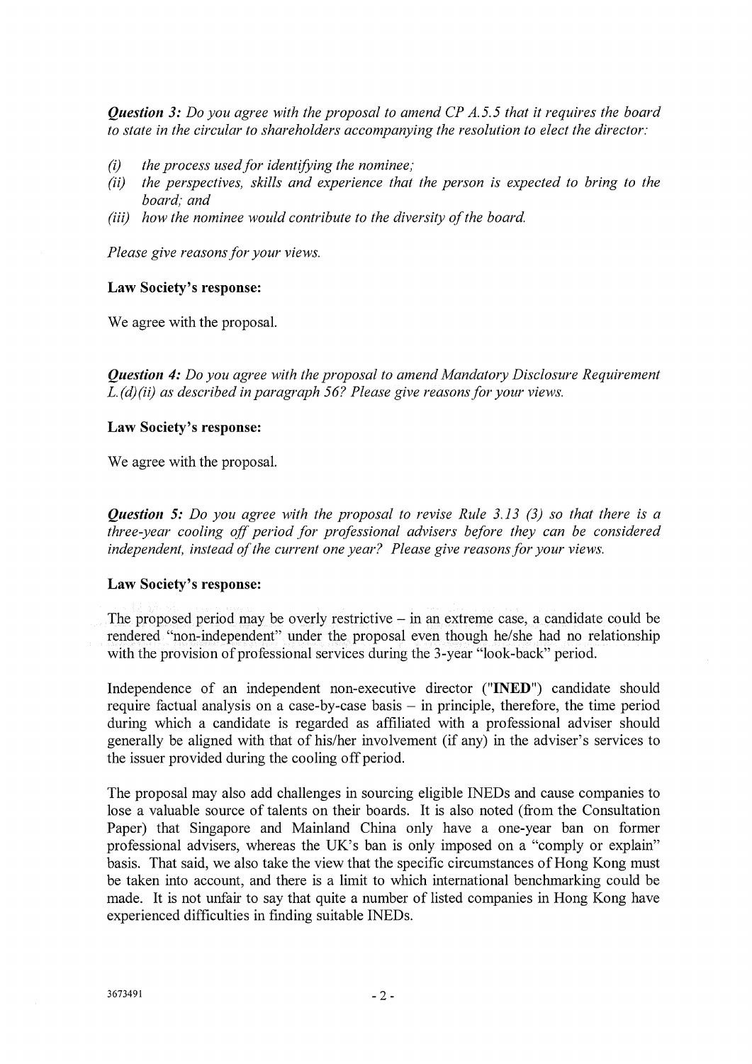*Question 3:* *Do you agree with the proposal to amend CP A.5.5 that it requires the board to state in the circular to shareholders accompanying the resolution to elect the director:*

*(i) the process used for identifying the nominee;*
*(ii) the perspectives, skills and experience that the person is expected to bring to the board; and*
*(iii) how the nominee would contribute to the diversity of the board.*

*Please give reasons for your views.*

**Law Society's response:**

We agree with the proposal.

*Question 4:* *Do you agree with the proposal to amend Mandatory Disclosure Requirement L.(d)(ii) as described in paragraph 56? Please give reasons for your views.*

**Law Society's response:**

We agree with the proposal.

*Question 5:* *Do you agree with the proposal to revise Rule 3.13 (3) so that there is a three-year cooling off period for professional advisers before they can be considered independent, instead of the current one year? Please give reasons for your views.*

**Law Society's response:**

The proposed period may be overly restrictive – in an extreme case, a candidate could be rendered "non-independent" under the proposal even though he/she had no relationship with the provision of professional services during the 3-year "look-back" period.

Independence of an independent non-executive director ("**INED**") candidate should require factual analysis on a case-by-case basis – in principle, therefore, the time period during which a candidate is regarded as affiliated with a professional adviser should generally be aligned with that of his/her involvement (if any) in the adviser's services to the issuer provided during the cooling off period.

The proposal may also add challenges in sourcing eligible INEDs and cause companies to lose a valuable source of talents on their boards. It is also noted (from the Consultation Paper) that Singapore and Mainland China only have a one-year ban on former professional advisers, whereas the UK's ban is only imposed on a "comply or explain" basis. That said, we also take the view that the specific circumstances of Hong Kong must be taken into account, and there is a limit to which international benchmarking could be made. It is not unfair to say that quite a number of listed companies in Hong Kong have experienced difficulties in finding suitable INEDs.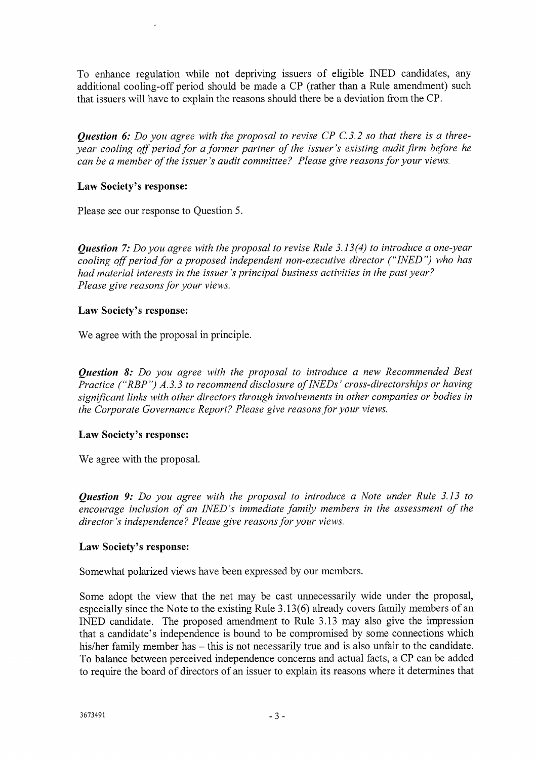To enhance regulation while not depriving issuers of eligible INED candidates, any additional cooling-off period should be made a CP (rather than a Rule amendment) such that issuers will have to explain the reasons should there be a deviation from the CP.

***Question 6:*** *Do you agree with the proposal to revise CP C.3.2 so that there is a three-year cooling off period for a former partner of the issuer's existing audit firm before he can be a member of the issuer's audit committee? Please give reasons for your views.*

**Law Society's response:**

Please see our response to Question 5.

***Question 7:*** *Do you agree with the proposal to revise Rule 3.13(4) to introduce a one-year cooling off period for a proposed independent non-executive director ("INED") who has had material interests in the issuer's principal business activities in the past year? Please give reasons for your views.*

**Law Society's response:**

We agree with the proposal in principle.

***Question 8:*** *Do you agree with the proposal to introduce a new Recommended Best Practice ("RBP") A.3.3 to recommend disclosure of INEDs' cross-directorships or having significant links with other directors through involvements in other companies or bodies in the Corporate Governance Report? Please give reasons for your views.*

**Law Society's response:**

We agree with the proposal.

***Question 9:*** *Do you agree with the proposal to introduce a Note under Rule 3.13 to encourage inclusion of an INED's immediate family members in the assessment of the director's independence? Please give reasons for your views.*

**Law Society's response:**

Somewhat polarized views have been expressed by our members.

Some adopt the view that the net may be cast unnecessarily wide under the proposal, especially since the Note to the existing Rule 3.13(6) already covers family members of an INED candidate. The proposed amendment to Rule 3.13 may also give the impression that a candidate's independence is bound to be compromised by some connections which his/her family member has – this is not necessarily true and is also unfair to the candidate. To balance between perceived independence concerns and actual facts, a CP can be added to require the board of directors of an issuer to explain its reasons where it determines that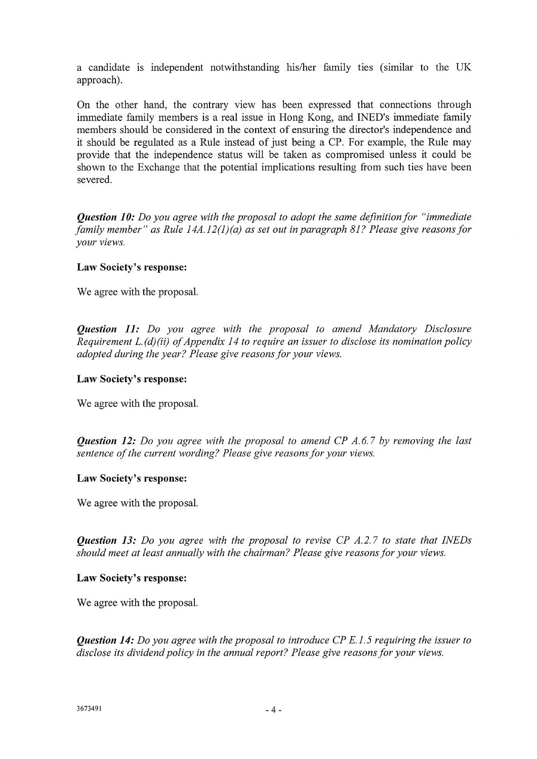a candidate is independent notwithstanding his/her family ties (similar to the UK approach).

On the other hand, the contrary view has been expressed that connections through immediate family members is a real issue in Hong Kong, and INED's immediate family members should be considered in the context of ensuring the director's independence and it should be regulated as a Rule instead of just being a CP. For example, the Rule may provide that the independence status will be taken as compromised unless it could be shown to the Exchange that the potential implications resulting from such ties have been severed.

***Question 10:*** *Do you agree with the proposal to adopt the same definition for "immediate family member" as Rule 14A.12(1)(a) as set out in paragraph 81? Please give reasons for your views.*

**Law Society's response:**

We agree with the proposal.

***Question 11:*** *Do you agree with the proposal to amend Mandatory Disclosure Requirement L.(d)(ii) of Appendix 14 to require an issuer to disclose its nomination policy adopted during the year? Please give reasons for your views.*

**Law Society's response:**

We agree with the proposal.

***Question 12:*** *Do you agree with the proposal to amend CP A.6.7 by removing the last sentence of the current wording? Please give reasons for your views.*

**Law Society's response:**

We agree with the proposal.

***Question 13:*** *Do you agree with the proposal to revise CP A.2.7 to state that INEDs should meet at least annually with the chairman? Please give reasons for your views.*

**Law Society's response:**

We agree with the proposal.

***Question 14:*** *Do you agree with the proposal to introduce CP E.1.5 requiring the issuer to disclose its dividend policy in the annual report? Please give reasons for your views.*

3673491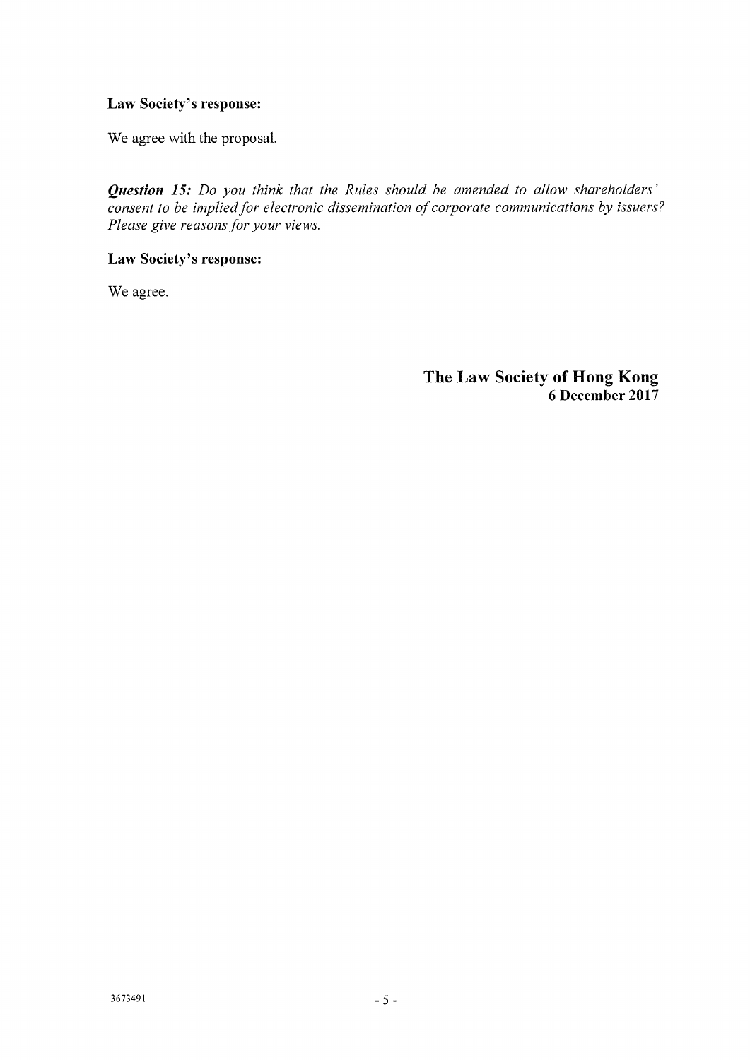**Law Society's response:**

We agree with the proposal.

***Question 15:*** *Do you think that the Rules should be amended to allow shareholders' consent to be implied for electronic dissemination of corporate communications by issuers? Please give reasons for your views.*

**Law Society's response:**

We agree.

**The Law Society of Hong Kong**
**6 December 2017**

3673491